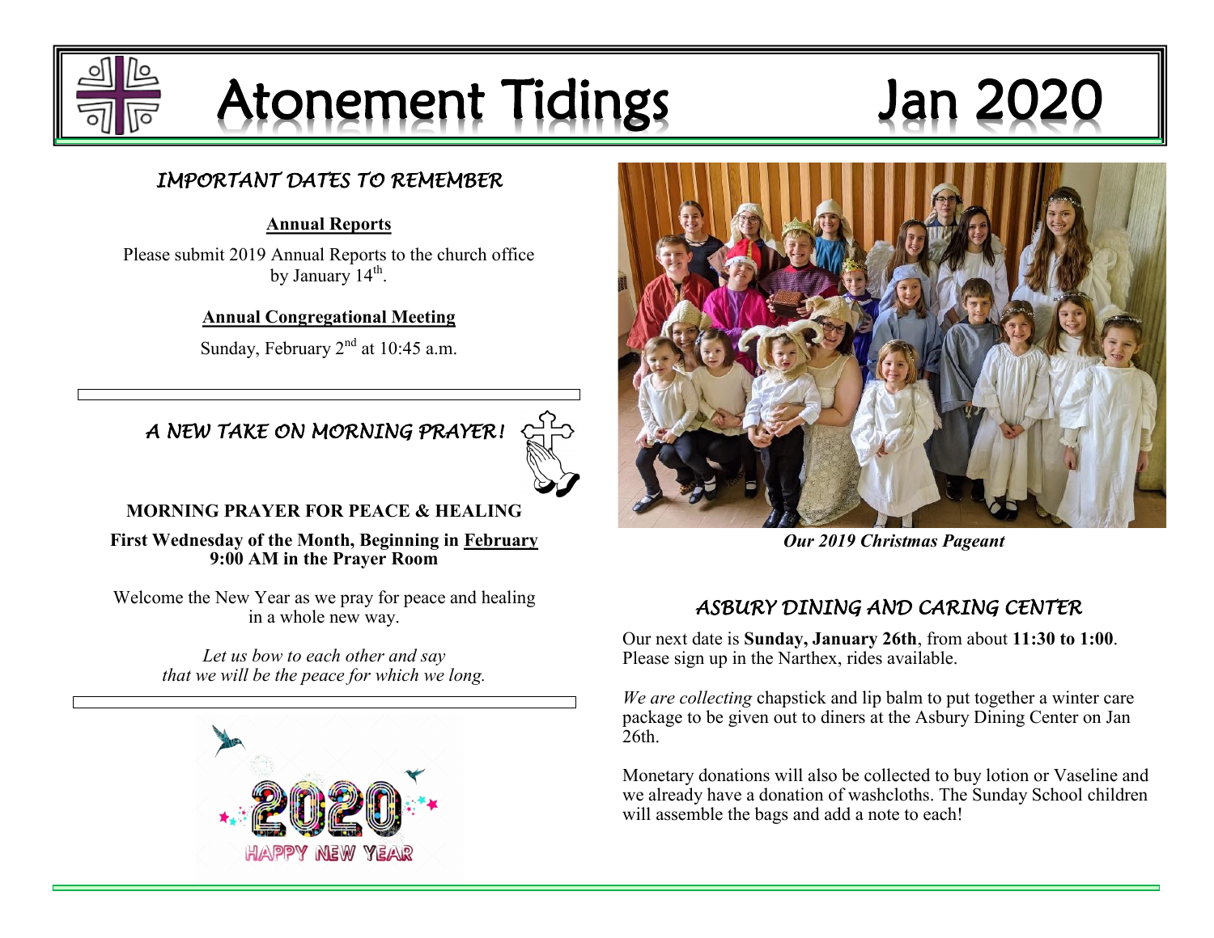# Atonement Tidings Jan 2020

## IMPORTANT DATES TO REMEMBER

**Annual Reports**

Please submit 2019 Annual Reports to the church office by January 14th.

**Annual Congregational Meeting**

Sunday, February 2nd at 10:45 a.m.

## A NEW TAKE ON MORNING PRAYER!

**MORNING PRAYER FOR PEACE & HEALING**

**First Wednesday of the Month, Beginning in February**
**9:00 AM in the Prayer Room**

Welcome the New Year as we pray for peace and healing in a whole new way.

*Let us bow to each other and say*
*that we will be the peace for which we long.*

***Our 2019 Christmas Pageant***

## ASBURY DINING AND CARING CENTER

Our next date is **Sunday, January 26th**, from about **11:30 to 1:00**. Please sign up in the Narthex, rides available.

*We are collecting* chapstick and lip balm to put together a winter care package to be given out to diners at the Asbury Dining Center on Jan 26th.

Monetary donations will also be collected to buy lotion or Vaseline and we already have a donation of washcloths. The Sunday School children will assemble the bags and add a note to each!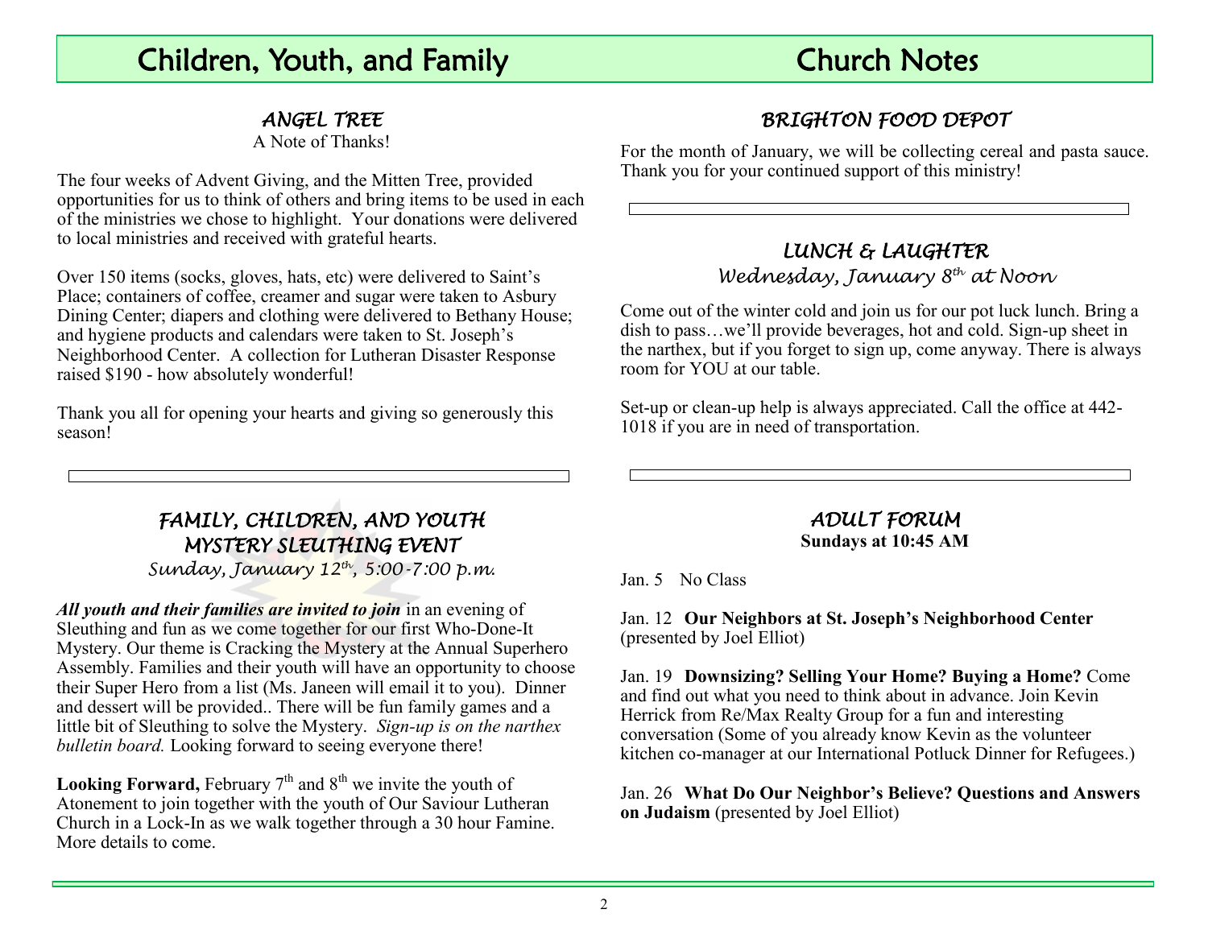## Children, Youth, and Family

### *ANGEL TREE*

A Note of Thanks!

The four weeks of Advent Giving, and the Mitten Tree, provided opportunities for us to think of others and bring items to be used in each of the ministries we chose to highlight. Your donations were delivered to local ministries and received with grateful hearts.

Over 150 items (socks, gloves, hats, etc) were delivered to Saint's Place; containers of coffee, creamer and sugar were taken to Asbury Dining Center; diapers and clothing were delivered to Bethany House; and hygiene products and calendars were taken to St. Joseph's Neighborhood Center. A collection for Lutheran Disaster Response raised $190 - how absolutely wonderful!

Thank you all for opening your hearts and giving so generously this season!

### *FAMILY, CHILDREN, AND YOUTH MYSTERY SLEUTHING EVENT*

*Sunday, January 12th, 5:00-7:00 p.m.*

***All youth and their families are invited to join*** in an evening of Sleuthing and fun as we come together for our first Who-Done-It Mystery. Our theme is Cracking the Mystery at the Annual Superhero Assembly. Families and their youth will have an opportunity to choose their Super Hero from a list (Ms. Janeen will email it to you). Dinner and dessert will be provided.. There will be fun family games and a little bit of Sleuthing to solve the Mystery. *Sign-up is on the narthex bulletin board.* Looking forward to seeing everyone there!

**Looking Forward,** February 7th and 8th we invite the youth of Atonement to join together with the youth of Our Saviour Lutheran Church in a Lock-In as we walk together through a 30 hour Famine. More details to come.

## Church Notes

### *BRIGHTON FOOD DEPOT*

For the month of January, we will be collecting cereal and pasta sauce. Thank you for your continued support of this ministry!

### *LUNCH & LAUGHTER*

*Wednesday, January 8th at Noon*

Come out of the winter cold and join us for our pot luck lunch. Bring a dish to pass…we'll provide beverages, hot and cold. Sign-up sheet in the narthex, but if you forget to sign up, come anyway. There is always room for YOU at our table.

Set-up or clean-up help is always appreciated. Call the office at 442-1018 if you are in need of transportation.

### *ADULT FORUM*

**Sundays at 10:45 AM**

Jan. 5 No Class

Jan. 12 **Our Neighbors at St. Joseph's Neighborhood Center** (presented by Joel Elliot)

Jan. 19 **Downsizing? Selling Your Home? Buying a Home?** Come and find out what you need to think about in advance. Join Kevin Herrick from Re/Max Realty Group for a fun and interesting conversation (Some of you already know Kevin as the volunteer kitchen co-manager at our International Potluck Dinner for Refugees.)

Jan. 26 **What Do Our Neighbor's Believe? Questions and Answers on Judaism** (presented by Joel Elliot)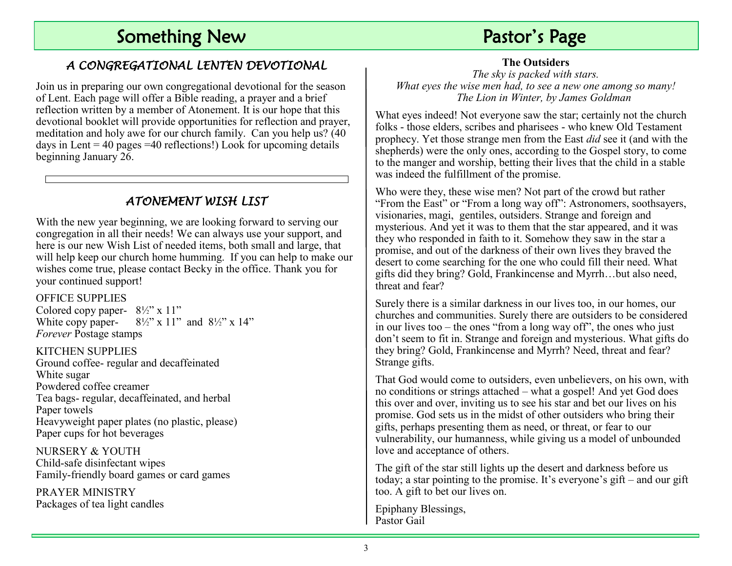# Something New

### *A CONGREGATIONAL LENTEN DEVOTIONAL*

Join us in preparing our own congregational devotional for the season of Lent. Each page will offer a Bible reading, a prayer and a brief reflection written by a member of Atonement. It is our hope that this devotional booklet will provide opportunities for reflection and prayer, meditation and holy awe for our church family. Can you help us? (40 days in Lent = 40 pages =40 reflections!) Look for upcoming details beginning January 26.

### *ATONEMENT WISH LIST*

With the new year beginning, we are looking forward to serving our congregation in all their needs! We can always use your support, and here is our new Wish List of needed items, both small and large, that will help keep our church home humming. If you can help to make our wishes come true, please contact Becky in the office. Thank you for your continued support!

OFFICE SUPPLIES
Colored copy paper- 8½" x 11"
White copy paper- 8½" x 11" and 8½" x 14"
*Forever* Postage stamps

KITCHEN SUPPLIES
Ground coffee- regular and decaffeinated
White sugar
Powdered coffee creamer
Tea bags- regular, decaffeinated, and herbal
Paper towels
Heavyweight paper plates (no plastic, please)
Paper cups for hot beverages

NURSERY & YOUTH
Child-safe disinfectant wipes
Family-friendly board games or card games

PRAYER MINISTRY
Packages of tea light candles

# Pastor's Page

**The Outsiders**

*The sky is packed with stars.*
*What eyes the wise men had, to see a new one among so many!*
*The Lion in Winter, by James Goldman*

What eyes indeed! Not everyone saw the star; certainly not the church folks - those elders, scribes and pharisees - who knew Old Testament prophecy. Yet those strange men from the East *did* see it (and with the shepherds) were the only ones, according to the Gospel story, to come to the manger and worship, betting their lives that the child in a stable was indeed the fulfillment of the promise.

Who were they, these wise men? Not part of the crowd but rather "From the East" or "From a long way off": Astronomers, soothsayers, visionaries, magi, gentiles, outsiders. Strange and foreign and mysterious. And yet it was to them that the star appeared, and it was they who responded in faith to it. Somehow they saw in the star a promise, and out of the darkness of their own lives they braved the desert to come searching for the one who could fill their need. What gifts did they bring? Gold, Frankincense and Myrrh…but also need, threat and fear?

Surely there is a similar darkness in our lives too, in our homes, our churches and communities. Surely there are outsiders to be considered in our lives too – the ones "from a long way off", the ones who just don't seem to fit in. Strange and foreign and mysterious. What gifts do they bring? Gold, Frankincense and Myrrh? Need, threat and fear? Strange gifts.

That God would come to outsiders, even unbelievers, on his own, with no conditions or strings attached – what a gospel! And yet God does this over and over, inviting us to see his star and bet our lives on his promise. God sets us in the midst of other outsiders who bring their gifts, perhaps presenting them as need, or threat, or fear to our vulnerability, our humanness, while giving us a model of unbounded love and acceptance of others.

The gift of the star still lights up the desert and darkness before us today; a star pointing to the promise. It's everyone's gift – and our gift too. A gift to bet our lives on.

Epiphany Blessings,
Pastor Gail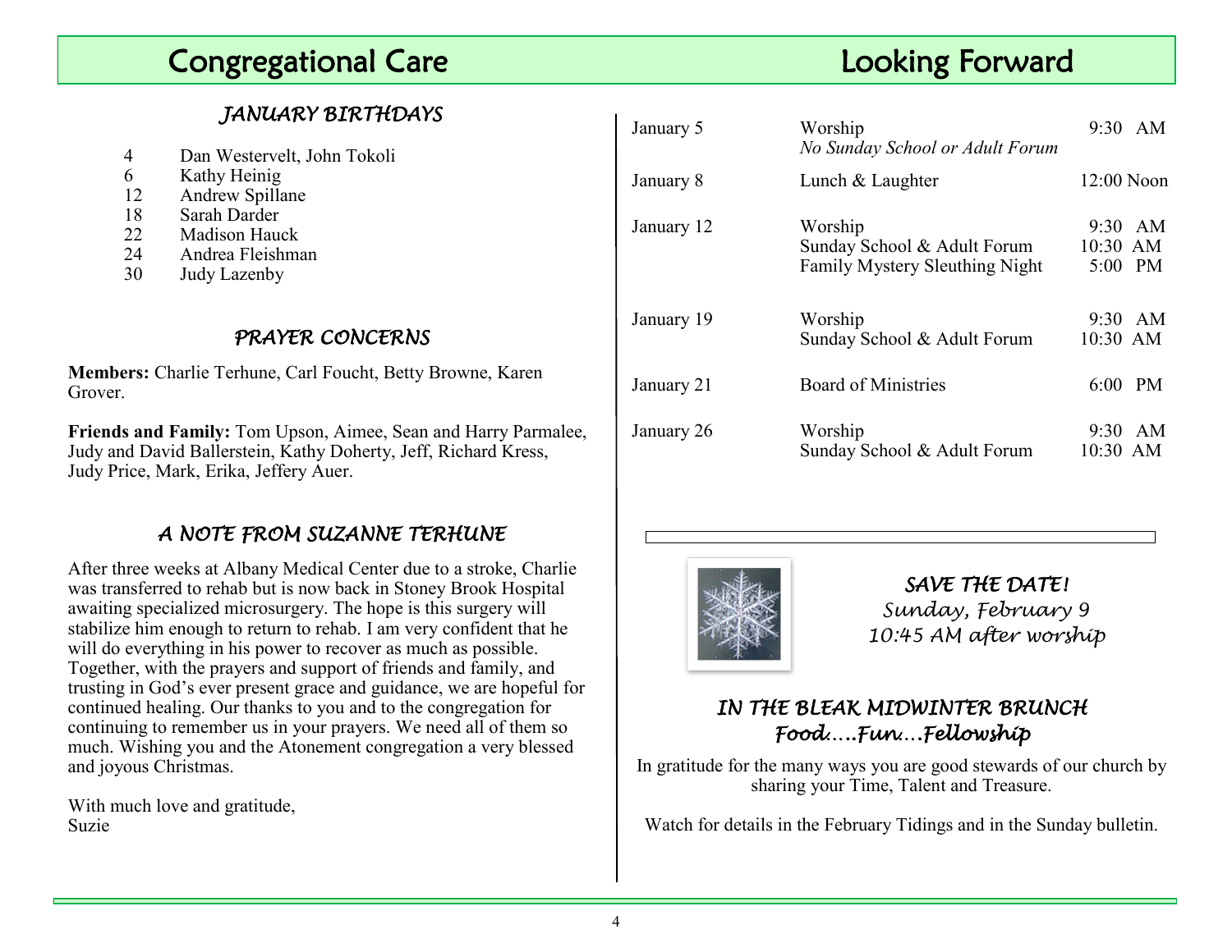# Congregational Care

### *JANUARY BIRTHDAYS*

| | |
|---|---|
| 4 | Dan Westervelt, John Tokoli |
| 6 | Kathy Heinig |
| 12 | Andrew Spillane |
| 18 | Sarah Darder |
| 22 | Madison Hauck |
| 24 | Andrea Fleishman |
| 30 | Judy Lazenby |

### *PRAYER CONCERNS*

**Members:** Charlie Terhune, Carl Foucht, Betty Browne, Karen Grover.

**Friends and Family:** Tom Upson, Aimee, Sean and Harry Parmalee, Judy and David Ballerstein, Kathy Doherty, Jeff, Richard Kress, Judy Price, Mark, Erika, Jeffery Auer.

### *A NOTE FROM SUZANNE TERHUNE*

After three weeks at Albany Medical Center due to a stroke, Charlie was transferred to rehab but is now back in Stoney Brook Hospital awaiting specialized microsurgery. The hope is this surgery will stabilize him enough to return to rehab. I am very confident that he will do everything in his power to recover as much as possible. Together, with the prayers and support of friends and family, and trusting in God's ever present grace and guidance, we are hopeful for continued healing. Our thanks to you and to the congregation for continuing to remember us in your prayers. We need all of them so much. Wishing you and the Atonement congregation a very blessed and joyous Christmas.

With much love and gratitude,
Suzie

# Looking Forward

| Date | Event | Time |
|---|---|---|
| January 5 | Worship<br>*No Sunday School or Adult Forum* | 9:30 AM |
| January 8 | Lunch & Laughter | 12:00 Noon |
| January 12 | Worship<br>Sunday School & Adult Forum<br>Family Mystery Sleuthing Night | 9:30 AM<br>10:30 AM<br>5:00 PM |
| January 19 | Worship<br>Sunday School & Adult Forum | 9:30 AM<br>10:30 AM |
| January 21 | Board of Ministries | 6:00 PM |
| January 26 | Worship<br>Sunday School & Adult Forum | 9:30 AM<br>10:30 AM |

***SAVE THE DATE!***
*Sunday, February 9*
*10:45 AM after worship*

### *IN THE BLEAK MIDWINTER BRUNCH*
### *Food….Fun…Fellowship*

In gratitude for the many ways you are good stewards of our church by sharing your Time, Talent and Treasure.

Watch for details in the February Tidings and in the Sunday bulletin.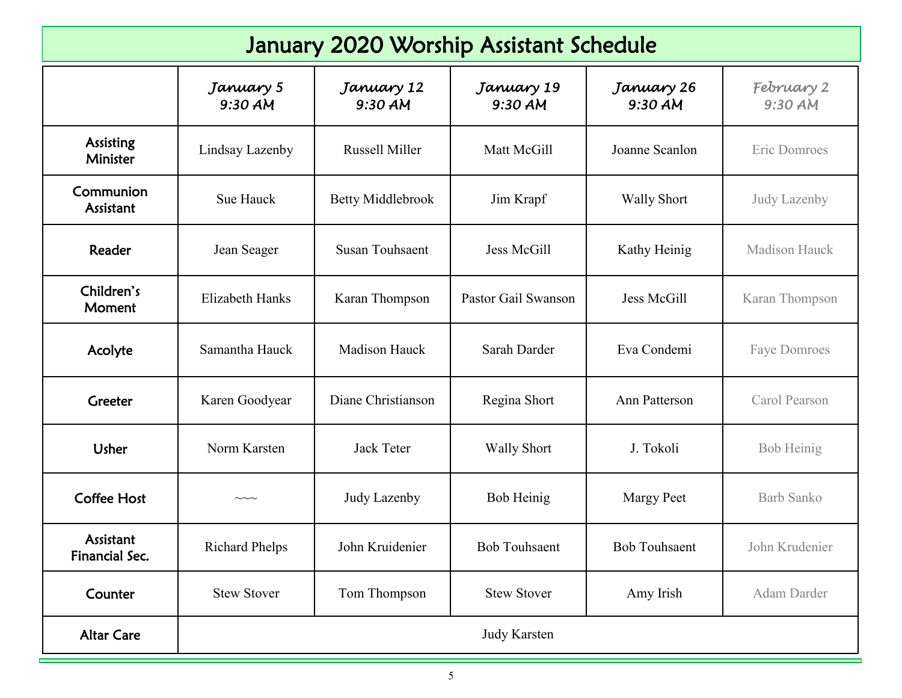# January 2020 Worship Assistant Schedule

| | *January 5 9:30 AM* | *January 12 9:30 AM* | *January 19 9:30 AM* | *January 26 9:30 AM* | *February 2 9:30 AM* |
|---|---|---|---|---|---|
| Assisting Minister | Lindsay Lazenby | Russell Miller | Matt McGill | Joanne Scanlon | Eric Domroes |
| Communion Assistant | Sue Hauck | Betty Middlebrook | Jim Krapf | Wally Short | Judy Lazenby |
| Reader | Jean Seager | Susan Touhsaent | Jess McGill | Kathy Heinig | Madison Hauck |
| Children's Moment | Elizabeth Hanks | Karan Thompson | Pastor Gail Swanson | Jess McGill | Karan Thompson |
| Acolyte | Samantha Hauck | Madison Hauck | Sarah Darder | Eva Condemi | Faye Domroes |
| Greeter | Karen Goodyear | Diane Christianson | Regina Short | Ann Patterson | Carol Pearson |
| Usher | Norm Karsten | Jack Teter | Wally Short | J. Tokoli | Bob Heinig |
| Coffee Host | ~~~ | Judy Lazenby | Bob Heinig | Margy Peet | Barb Sanko |
| Assistant Financial Sec. | Richard Phelps | John Kruidenier | Bob Touhsaent | Bob Touhsaent | John Krudenier |
| Counter | Stew Stover | Tom Thompson | Stew Stover | Amy Irish | Adam Darder |
| Altar Care | Judy Karsten | | | | |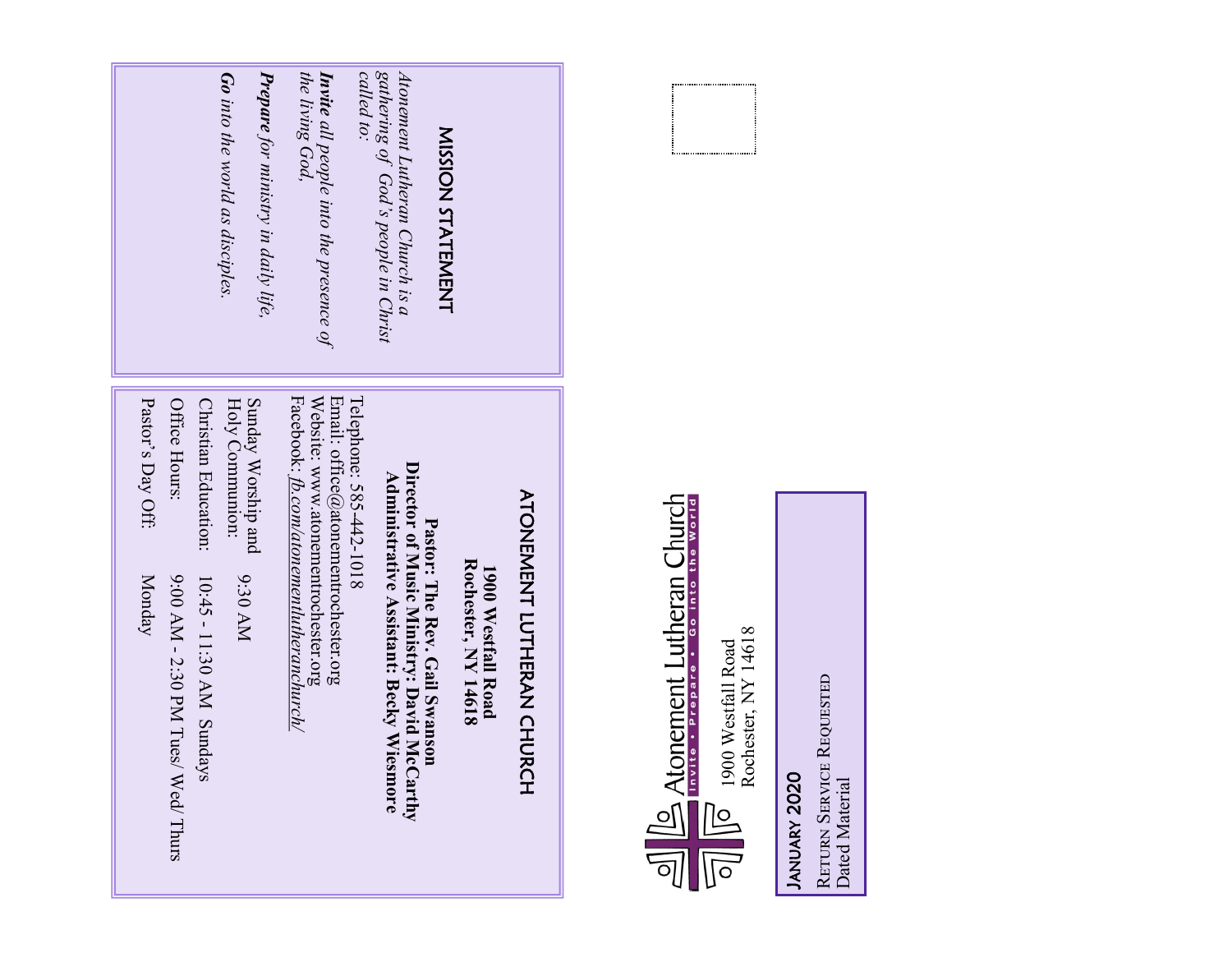## MISSION STATEMENT

*Atonement Lutheran Church is a gathering of God's people in Christ called to:*

***Invite*** *all people into the presence of the living God,*

***Prepare*** *for ministry in daily life,*

***Go*** *into the world as disciples.*

## ATONEMENT LUTHERAN CHURCH

**1900 Westfall Road**
**Rochester, NY 14618**

**Pastor: The Rev. Gail Swanson**
**Director of Music Ministry: David McCarthy**
**Administrative Assistant: Becky Wiesmore**

Telephone: 585-442-1018
Email: office@atonementrochester.org
Website: www.atonementrochester.org
Facebook: *fb.com/atonementlutheranchurch/*

| | |
|---|---|
| Sunday Worship and Holy Communion: | 9:30 AM |
| Christian Education: | 10:45 - 11:30 AM Sundays |
| Office Hours: | 9:00 AM - 2:30 PM Tues/ Wed/ Thurs |
| Pastor's Day Off: | Monday |

Atonement Lutheran Church
Invite • Prepare • Go into the World

1900 Westfall Road
Rochester, NY 14618

**JANUARY 2020**
RETURN SERVICE REQUESTED
Dated Material